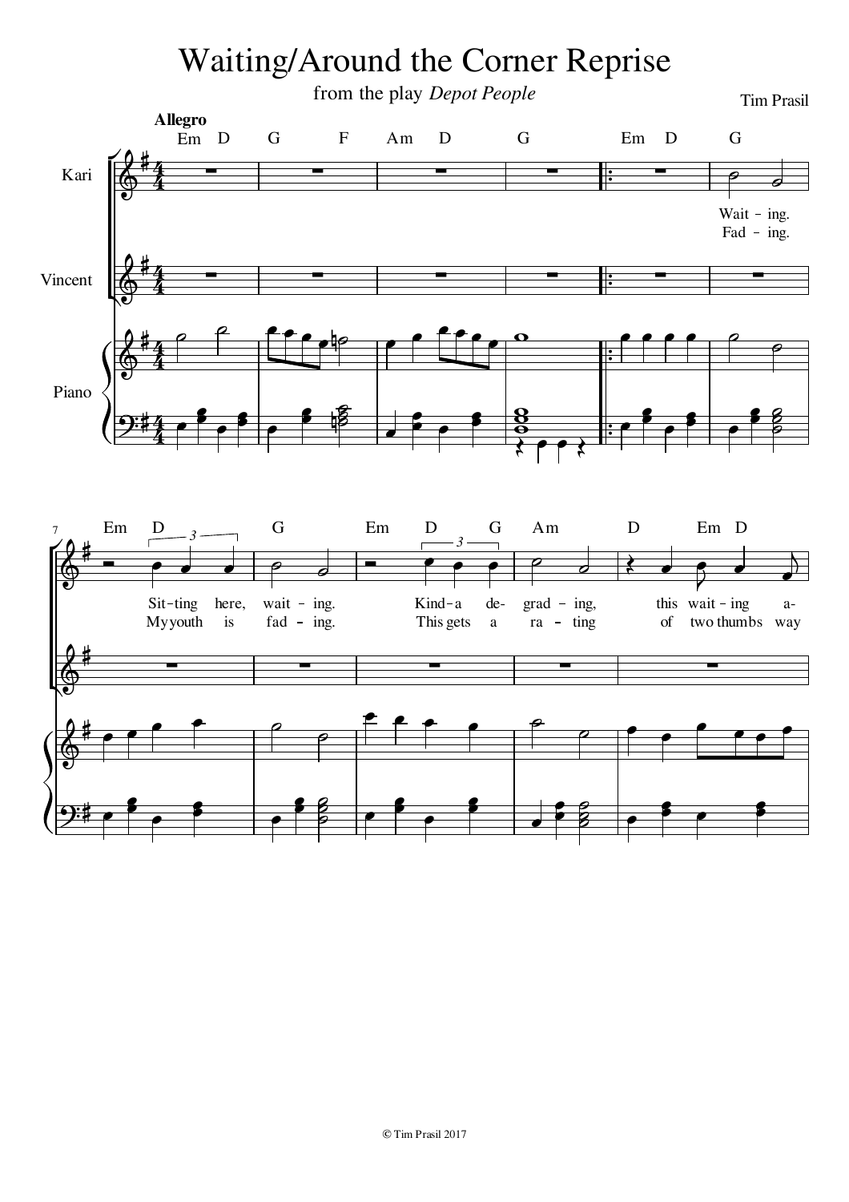# Waiting/Around the Corner Reprise

from the play *Depot People*

Tim Prasil

© Tim Prasil 2017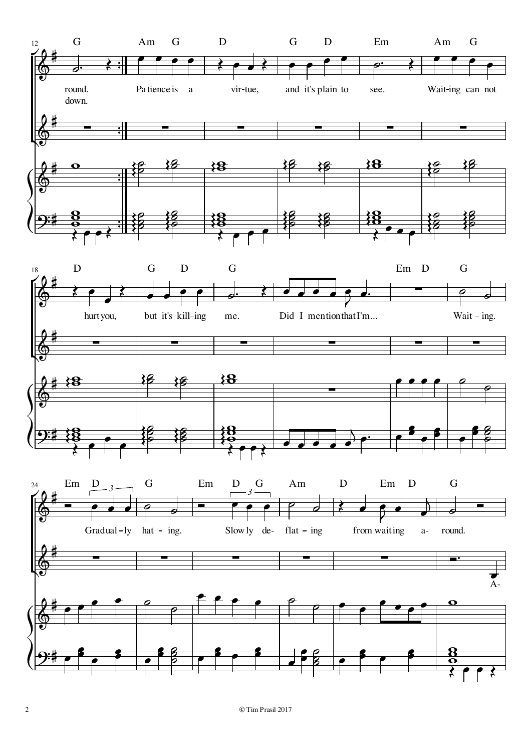Chords (mm. 12–29): G | Am G | D | G D | Em | Am G | D | G D | G | | Em D | G | Em D | G | Em D G | Am | D | Em D | G

round.
down.

Patience is a virtue, and it's plain to see.

Waiting can not hurt you, but it's killing me.

Did I mention that I'm...

Waiting.

Gradually hating.

Slowly deflating from waiting around.

A-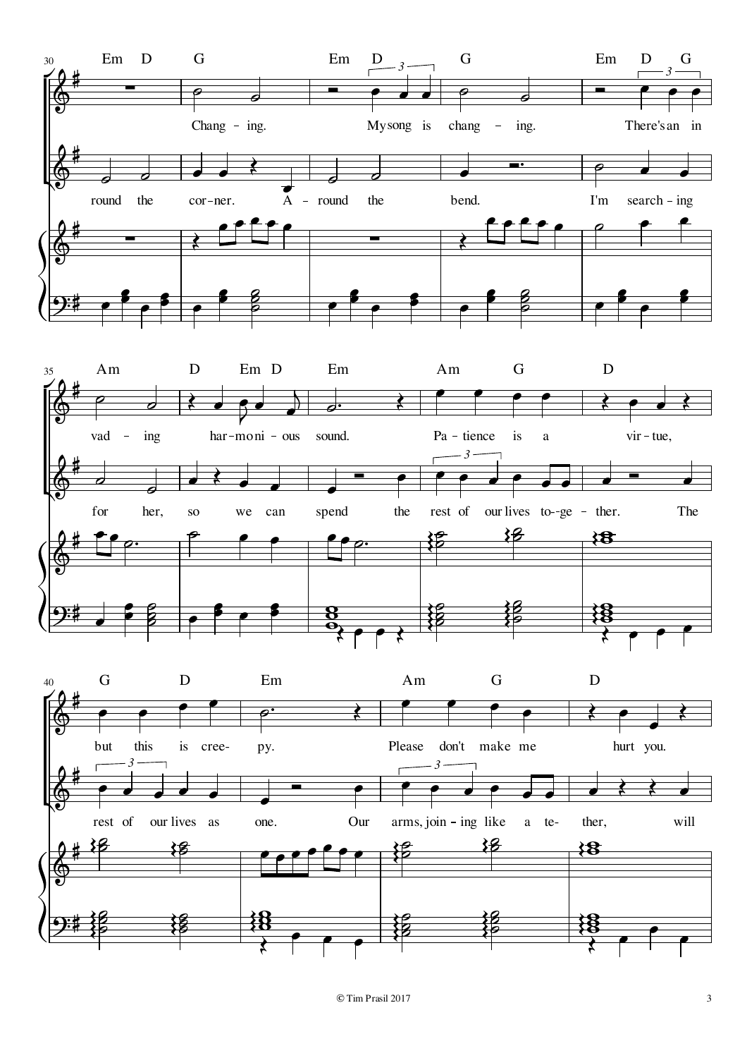30

Em D G Em D G Em D G

Chang - ing. My song is chang - ing. There's an in

round the cor - ner. A - round the bend. I'm search - ing

35

Am D Em D Em Am G D

vad - ing har - mo - ni - ous sound. Pa - tience is a vir - tue,

for her, so we can spend the rest of our lives to- - ge - ther. The

40

G D Em Am G D

but this is cree- py. Please don't make me hurt you.

rest of our lives as one. Our arms, join - ing like a te- ther, will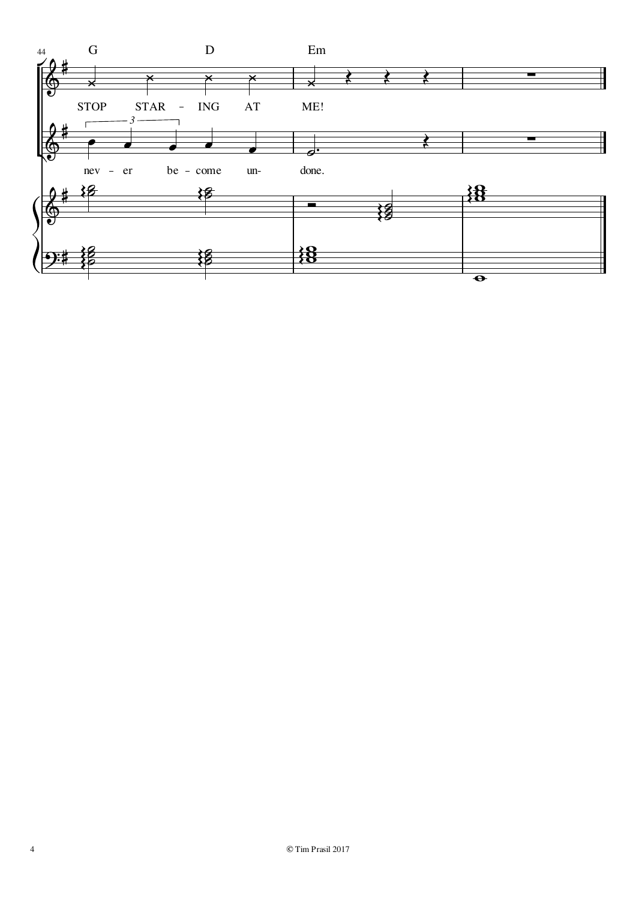44

G D Em

STOP STAR - ING AT ME!

nev - er be - come un- done.